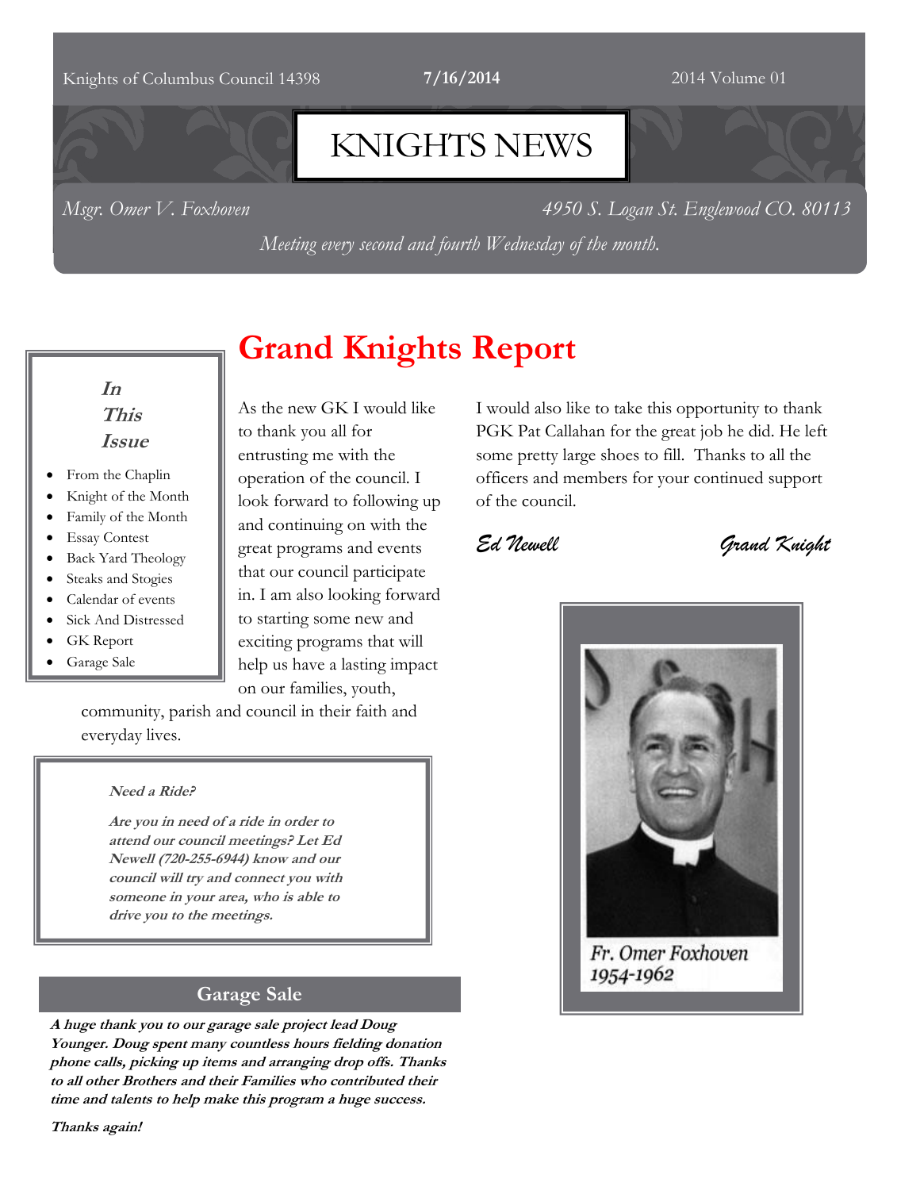Knights of Columbus Council 14398 **7/16/2014** 2014 Volume 01

# KNIGHTS NEWS

*Msgr. Omer V. Foxhoven* *4950 S. Logan St. Englewood CO. 80113*

*Meeting every second and fourth Wednesday of the month.*

***In This Issue***

- From the Chaplin
- Knight of the Month
- Family of the Month
- Essay Contest
- Back Yard Theology
- Steaks and Stogies
- Calendar of events
- Sick And Distressed
- GK Report
- Garage Sale

## Grand Knights Report

As the new GK I would like to thank you all for entrusting me with the operation of the council. I look forward to following up and continuing on with the great programs and events that our council participate in. I am also looking forward to starting some new and exciting programs that will help us have a lasting impact on our families, youth, community, parish and council in their faith and everyday lives.

I would also like to take this opportunity to thank PGK Pat Callahan for the great job he did. He left some pretty large shoes to fill. Thanks to all the officers and members for your continued support of the council.

*Ed Newell* *Grand Knight*

***Need a Ride?***

***Are you in need of a ride in order to attend our council meetings? Let Ed Newell (720-255-6944) know and our council will try and connect you with someone in your area, who is able to drive you to the meetings.***

Fr. Omer Foxhoven 1954-1962

## Garage Sale

***A huge thank you to our garage sale project lead Doug Younger. Doug spent many countless hours fielding donation phone calls, picking up items and arranging drop offs. Thanks to all other Brothers and their Families who contributed their time and talents to help make this program a huge success.***

***Thanks again!***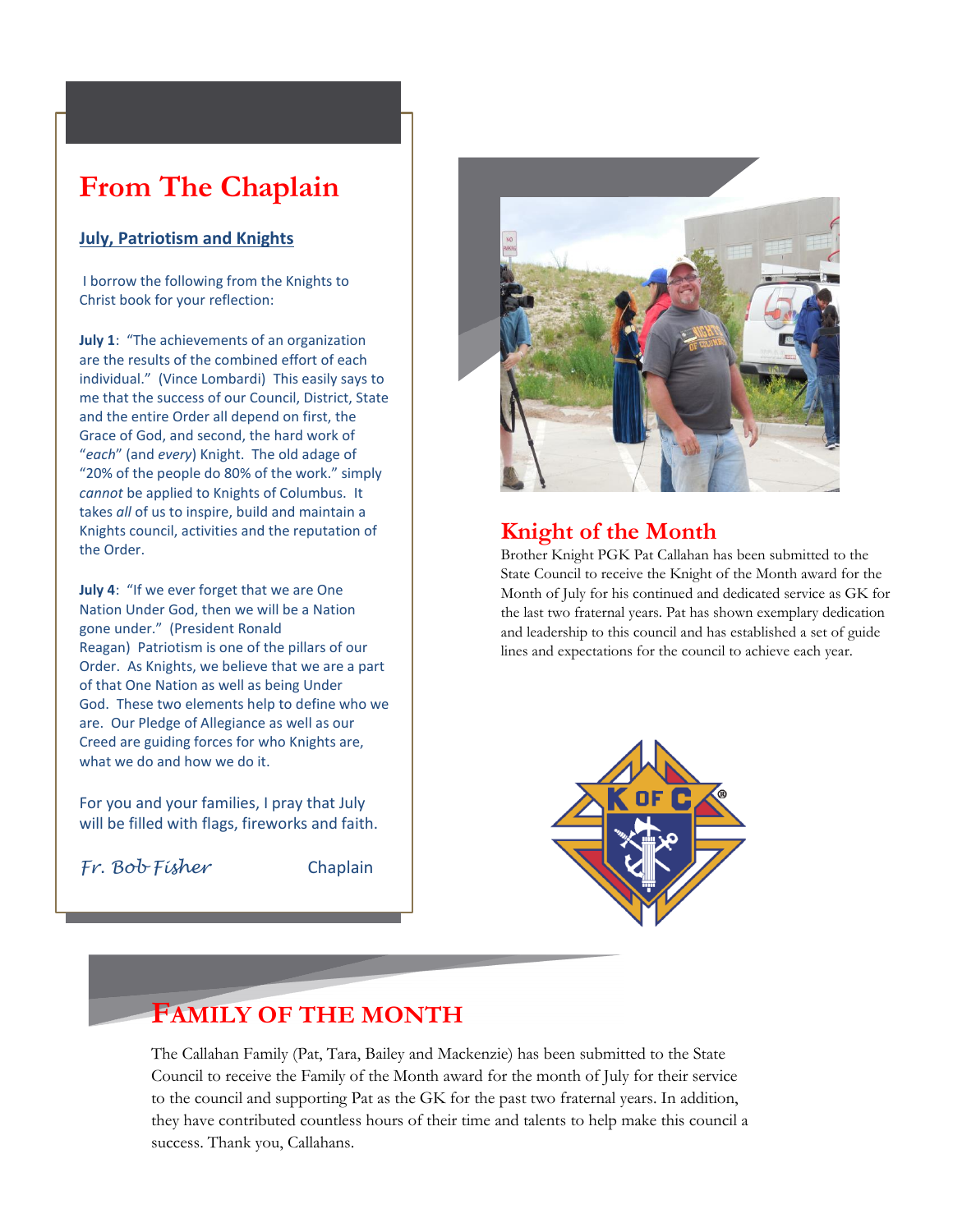## From The Chaplain

**July, Patriotism and Knights**

I borrow the following from the Knights to Christ book for your reflection:

**July 1**: "The achievements of an organization are the results of the combined effort of each individual." (Vince Lombardi) This easily says to me that the success of our Council, District, State and the entire Order all depend on first, the Grace of God, and second, the hard work of "*each*" (and *every*) Knight. The old adage of "20% of the people do 80% of the work." simply *cannot* be applied to Knights of Columbus. It takes *all* of us to inspire, build and maintain a Knights council, activities and the reputation of the Order.

**July 4**: "If we ever forget that we are One Nation Under God, then we will be a Nation gone under." (President Ronald Reagan) Patriotism is one of the pillars of our Order. As Knights, we believe that we are a part of that One Nation as well as being Under God. These two elements help to define who we are. Our Pledge of Allegiance as well as our Creed are guiding forces for who Knights are, what we do and how we do it.

For you and your families, I pray that July will be filled with flags, fireworks and faith.

*Fr. Bob Fisher* Chaplain

## Knight of the Month

Brother Knight PGK Pat Callahan has been submitted to the State Council to receive the Knight of the Month award for the Month of July for his continued and dedicated service as GK for the last two fraternal years. Pat has shown exemplary dedication and leadership to this council and has established a set of guide lines and expectations for the council to achieve each year.

## Family of the Month

The Callahan Family (Pat, Tara, Bailey and Mackenzie) has been submitted to the State Council to receive the Family of the Month award for the month of July for their service to the council and supporting Pat as the GK for the past two fraternal years. In addition, they have contributed countless hours of their time and talents to help make this council a success. Thank you, Callahans.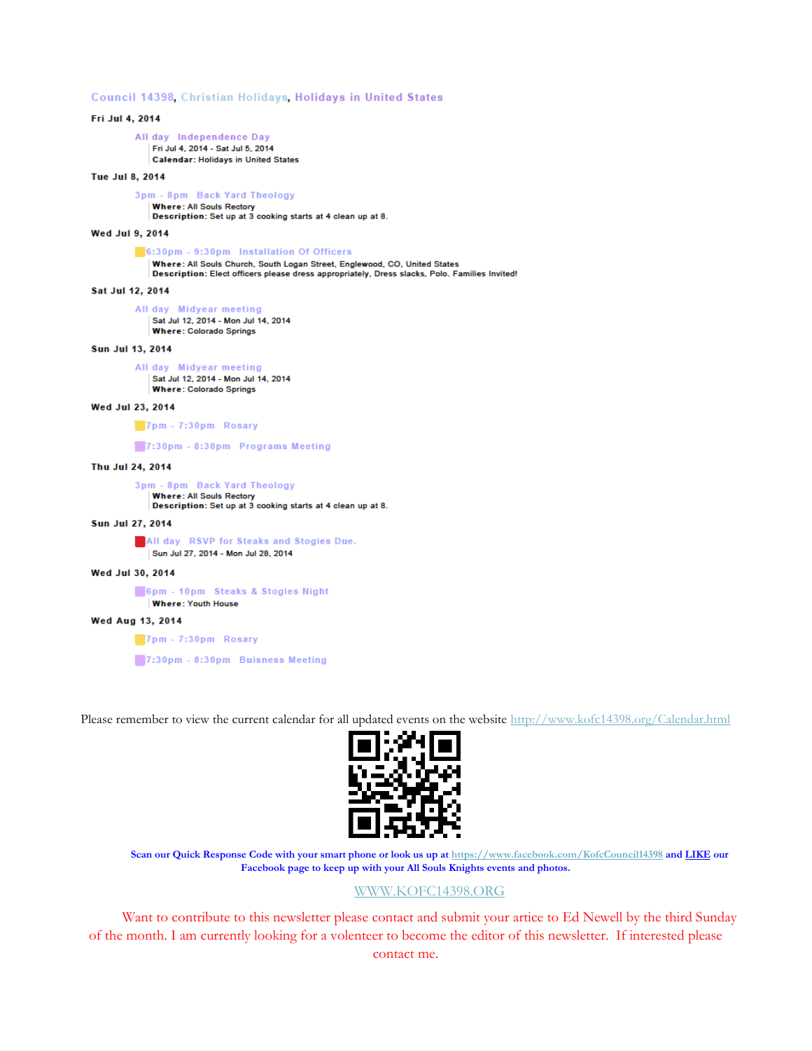Council 14398, Christian Holidays, Holidays in United States

**Fri Jul 4, 2014**

All day Independence Day
Fri Jul 4, 2014 - Sat Jul 5, 2014
**Calendar:** Holidays in United States

**Tue Jul 8, 2014**

3pm - 8pm Back Yard Theology
**Where:** All Souls Rectory
**Description:** Set up at 3 cooking starts at 4 clean up at 8.

**Wed Jul 9, 2014**

6:30pm - 9:30pm Installation Of Officers
**Where:** All Souls Church, South Logan Street, Englewood, CO, United States
**Description:** Elect officers please dress appropriately, Dress slacks, Polo. Families Invited!

**Sat Jul 12, 2014**

All day Midyear meeting
Sat Jul 12, 2014 - Mon Jul 14, 2014
**Where:** Colorado Springs

**Sun Jul 13, 2014**

All day Midyear meeting
Sat Jul 12, 2014 - Mon Jul 14, 2014
**Where:** Colorado Springs

**Wed Jul 23, 2014**

7pm - 7:30pm Rosary

7:30pm - 8:30pm Programs Meeting

**Thu Jul 24, 2014**

3pm - 8pm Back Yard Theology
**Where:** All Souls Rectory
**Description:** Set up at 3 cooking starts at 4 clean up at 8.

**Sun Jul 27, 2014**

All day RSVP for Steaks and Stogies Due.
Sun Jul 27, 2014 - Mon Jul 28, 2014

**Wed Jul 30, 2014**

6pm - 10pm Steaks & Stogies Night
**Where:** Youth House

**Wed Aug 13, 2014**

7pm - 7:30pm Rosary

7:30pm - 8:30pm Buisness Meeting

Please remember to view the current calendar for all updated events on the website http://www.kofc14398.org/Calendar.html

**Scan our Quick Response Code with your smart phone or look us up at https://www.facebook.com/KofcCouncil14398 and LIKE our Facebook page to keep up with your All Souls Knights events and photos.**

WWW.KOFC14398.ORG

Want to contribute to this newsletter please contact and submit your artice to Ed Newell by the third Sunday of the month. I am currently looking for a volenteer to become the editor of this newsletter. If interested please contact me.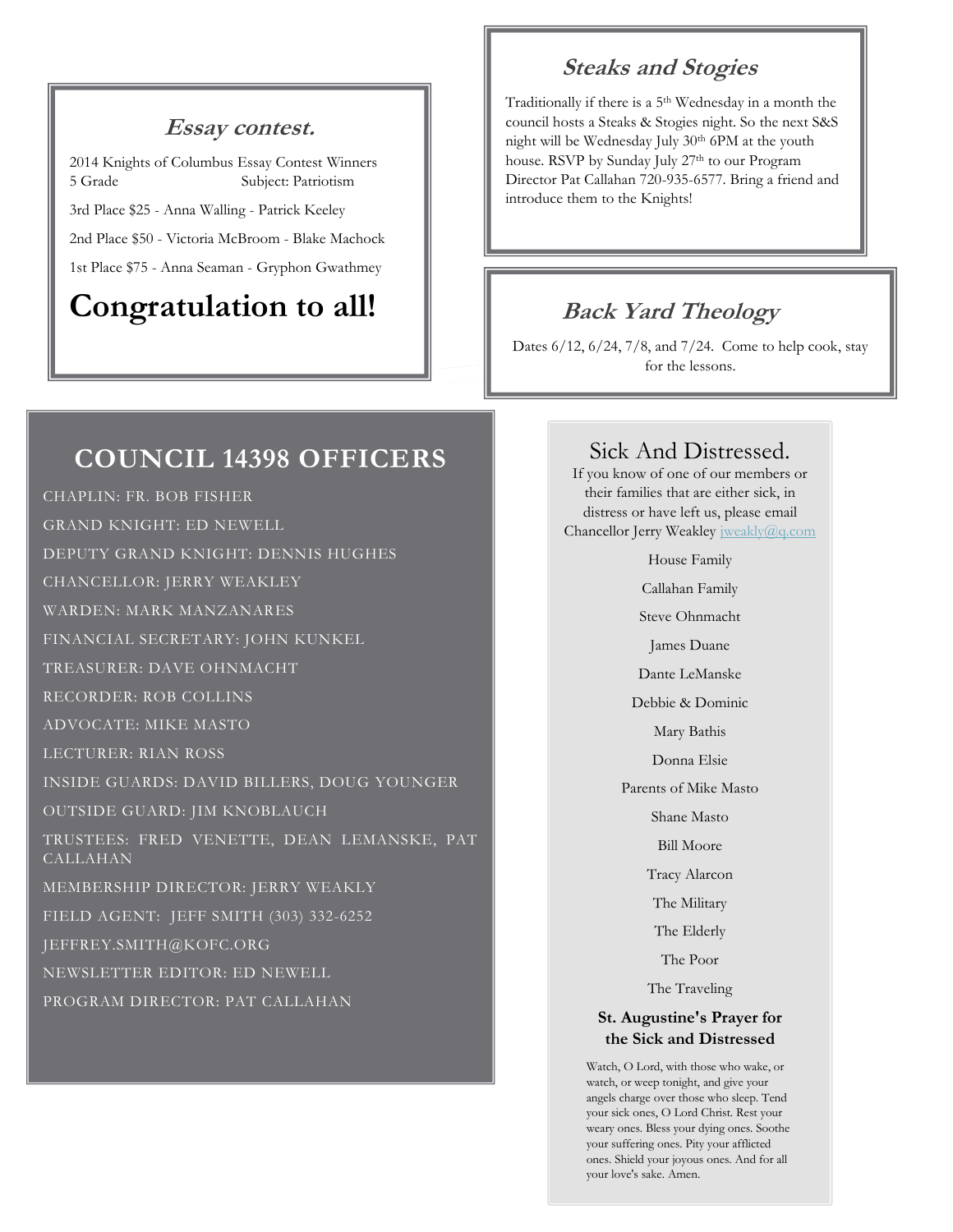## *Essay contest.*

2014 Knights of Columbus Essay Contest Winners
5 Grade Subject: Patriotism

3rd Place $25 - Anna Walling - Patrick Keeley

2nd Place $50 - Victoria McBroom - Blake Machock

1st Place $75 - Anna Seaman - Gryphon Gwathmey

# Congratulation to all!

## *Steaks and Stogies*

Traditionally if there is a 5th Wednesday in a month the council hosts a Steaks & Stogies night. So the next S&S night will be Wednesday July 30th 6PM at the youth house. RSVP by Sunday July 27th to our Program Director Pat Callahan 720-935-6577. Bring a friend and introduce them to the Knights!

## *Back Yard Theology*

Dates 6/12, 6/24, 7/8, and 7/24. Come to help cook, stay for the lessons.

## COUNCIL 14398 OFFICERS

CHAPLIN: FR. BOB FISHER

GRAND KNIGHT: ED NEWELL

DEPUTY GRAND KNIGHT: DENNIS HUGHES

CHANCELLOR: JERRY WEAKLEY

WARDEN: MARK MANZANARES

FINANCIAL SECRETARY: JOHN KUNKEL

TREASURER: DAVE OHNMACHT

RECORDER: ROB COLLINS

ADVOCATE: MIKE MASTO

LECTURER: RIAN ROSS

INSIDE GUARDS: DAVID BILLERS, DOUG YOUNGER

OUTSIDE GUARD: JIM KNOBLAUCH

TRUSTEES: FRED VENETTE, DEAN LEMANSKE, PAT CALLAHAN

MEMBERSHIP DIRECTOR: JERRY WEAKLY

FIELD AGENT: JEFF SMITH (303) 332-6252

JEFFREY.SMITH@KOFC.ORG

NEWSLETTER EDITOR: ED NEWELL

PROGRAM DIRECTOR: PAT CALLAHAN

## Sick And Distressed.

If you know of one of our members or their families that are either sick, in distress or have left us, please email Chancellor Jerry Weakley jweakly@q.com

House Family

Callahan Family

Steve Ohnmacht

James Duane

Dante LeManske

Debbie & Dominic

Mary Bathis

Donna Elsie

Parents of Mike Masto

Shane Masto

Bill Moore

Tracy Alarcon

The Military

The Elderly

The Poor

The Traveling

**St. Augustine's Prayer for the Sick and Distressed**

Watch, O Lord, with those who wake, or watch, or weep tonight, and give your angels charge over those who sleep. Tend your sick ones, O Lord Christ. Rest your weary ones. Bless your dying ones. Soothe your suffering ones. Pity your afflicted ones. Shield your joyous ones. And for all your love's sake. Amen.